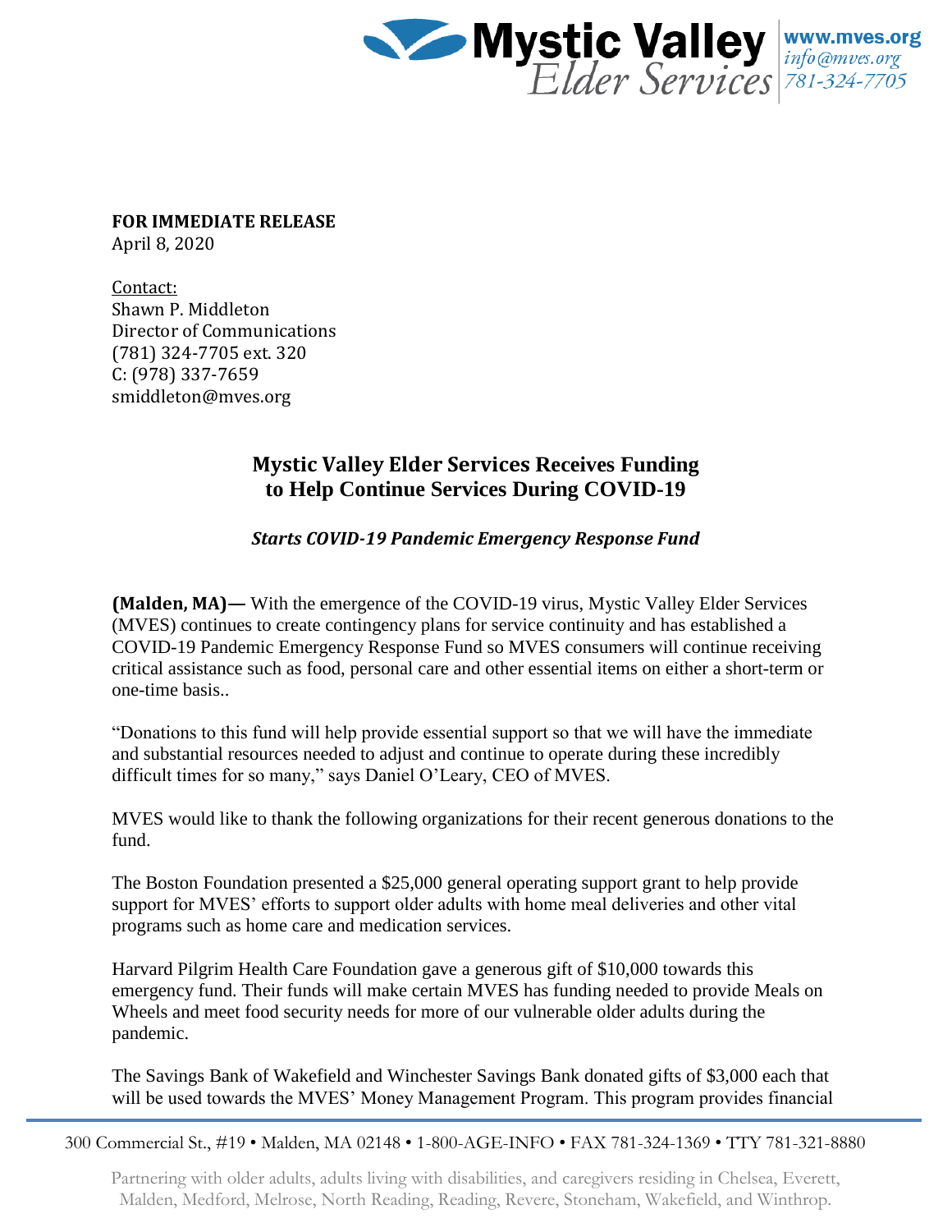Mystic Valley Elder Services
www.mves.org
info@mves.org
781-324-7705

**FOR IMMEDIATE RELEASE**
April 8, 2020

Contact:
Shawn P. Middleton
Director of Communications
(781) 324-7705 ext. 320
C: (978) 337-7659
smiddleton@mves.org

## Mystic Valley Elder Services Receives Funding to Help Continue Services During COVID-19

***Starts COVID-19 Pandemic Emergency Response Fund***

**(Malden, MA)—** With the emergence of the COVID-19 virus, Mystic Valley Elder Services (MVES) continues to create contingency plans for service continuity and has established a COVID-19 Pandemic Emergency Response Fund so MVES consumers will continue receiving critical assistance such as food, personal care and other essential items on either a short-term or one-time basis..

"Donations to this fund will help provide essential support so that we will have the immediate and substantial resources needed to adjust and continue to operate during these incredibly difficult times for so many," says Daniel O'Leary, CEO of MVES.

MVES would like to thank the following organizations for their recent generous donations to the fund.

The Boston Foundation presented a $25,000 general operating support grant to help provide support for MVES' efforts to support older adults with home meal deliveries and other vital programs such as home care and medication services.

Harvard Pilgrim Health Care Foundation gave a generous gift of $10,000 towards this emergency fund. Their funds will make certain MVES has funding needed to provide Meals on Wheels and meet food security needs for more of our vulnerable older adults during the pandemic.

The Savings Bank of Wakefield and Winchester Savings Bank donated gifts of $3,000 each that will be used towards the MVES' Money Management Program. This program provides financial

300 Commercial St., #19 • Malden, MA 02148 • 1-800-AGE-INFO • FAX 781-324-1369 • TTY 781-321-8880

Partnering with older adults, adults living with disabilities, and caregivers residing in Chelsea, Everett, Malden, Medford, Melrose, North Reading, Reading, Revere, Stoneham, Wakefield, and Winthrop.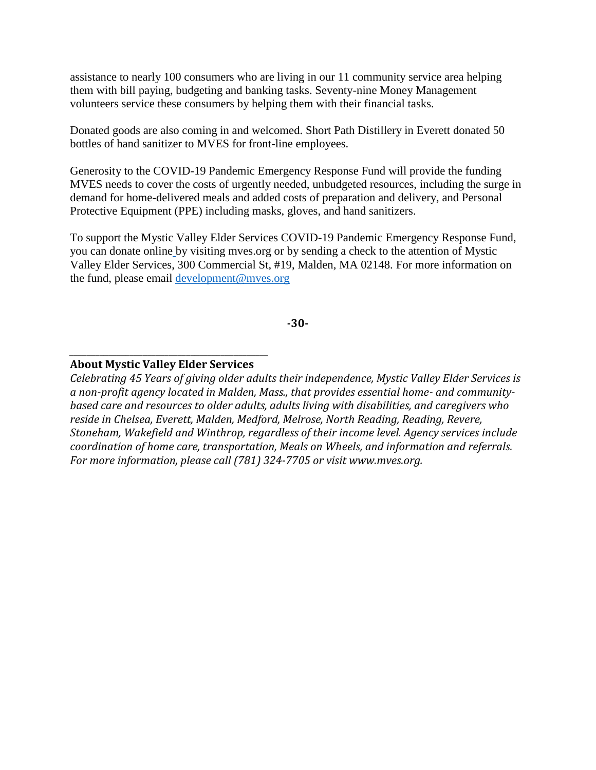assistance to nearly 100 consumers who are living in our 11 community service area helping them with bill paying, budgeting and banking tasks. Seventy-nine Money Management volunteers service these consumers by helping them with their financial tasks.

Donated goods are also coming in and welcomed. Short Path Distillery in Everett donated 50 bottles of hand sanitizer to MVES for front-line employees.

Generosity to the COVID-19 Pandemic Emergency Response Fund will provide the funding MVES needs to cover the costs of urgently needed, unbudgeted resources, including the surge in demand for home-delivered meals and added costs of preparation and delivery, and Personal Protective Equipment (PPE) including masks, gloves, and hand sanitizers.

To support the Mystic Valley Elder Services COVID-19 Pandemic Emergency Response Fund, you can donate online by visiting mves.org or by sending a check to the attention of Mystic Valley Elder Services, 300 Commercial St, #19, Malden, MA 02148. For more information on the fund, please email [development@mves.org](mailto:development@mves.org)

**-30-**

---

**About Mystic Valley Elder Services**

*Celebrating 45 Years of giving older adults their independence, Mystic Valley Elder Services is a non-profit agency located in Malden, Mass., that provides essential home- and community-based care and resources to older adults, adults living with disabilities, and caregivers who reside in Chelsea, Everett, Malden, Medford, Melrose, North Reading, Reading, Revere, Stoneham, Wakefield and Winthrop, regardless of their income level. Agency services include coordination of home care, transportation, Meals on Wheels, and information and referrals. For more information, please call (781) 324-7705 or visit www.mves.org.*